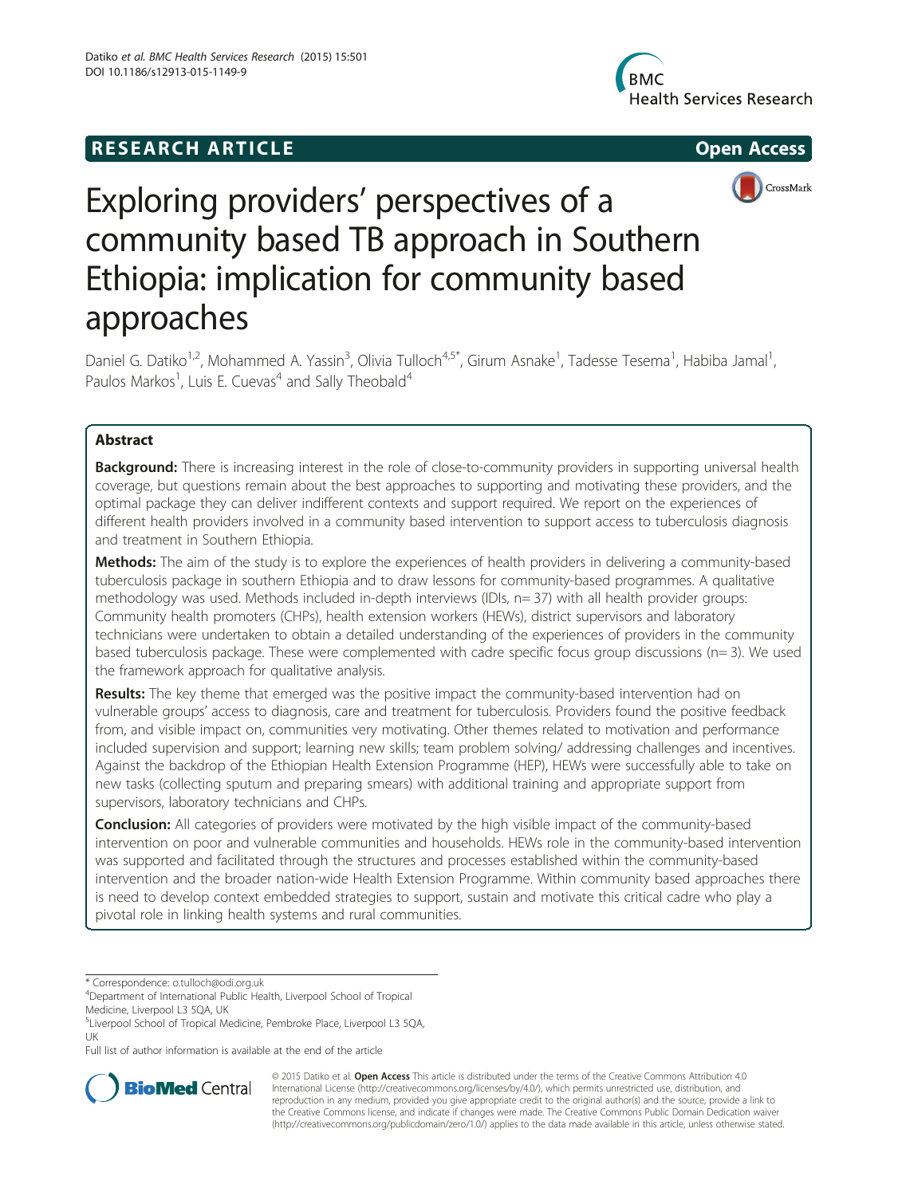RESEARCH ARTICLE

Open Access

# Exploring providers' perspectives of a community based TB approach in Southern Ethiopia: implication for community based approaches

Daniel G. Datiko[1,2], Mohammed A. Yassin[3], Olivia Tulloch[4,5*], Girum Asnake[1], Tadesse Tesema[1], Habiba Jamal[1], Paulos Markos[1], Luis E. Cuevas[4] and Sally Theobald[4]

## Abstract

**Background:** There is increasing interest in the role of close-to-community providers in supporting universal health coverage, but questions remain about the best approaches to supporting and motivating these providers, and the optimal package they can deliver indifferent contexts and support required. We report on the experiences of different health providers involved in a community based intervention to support access to tuberculosis diagnosis and treatment in Southern Ethiopia.

**Methods:** The aim of the study is to explore the experiences of health providers in delivering a community-based tuberculosis package in southern Ethiopia and to draw lessons for community-based programmes. A qualitative methodology was used. Methods included in-depth interviews (IDIs, n= 37) with all health provider groups: Community health promoters (CHPs), health extension workers (HEWs), district supervisors and laboratory technicians were undertaken to obtain a detailed understanding of the experiences of providers in the community based tuberculosis package. These were complemented with cadre specific focus group discussions (n= 3). We used the framework approach for qualitative analysis.

**Results:** The key theme that emerged was the positive impact the community-based intervention had on vulnerable groups' access to diagnosis, care and treatment for tuberculosis. Providers found the positive feedback from, and visible impact on, communities very motivating. Other themes related to motivation and performance included supervision and support; learning new skills; team problem solving/ addressing challenges and incentives. Against the backdrop of the Ethiopian Health Extension Programme (HEP), HEWs were successfully able to take on new tasks (collecting sputum and preparing smears) with additional training and appropriate support from supervisors, laboratory technicians and CHPs.

**Conclusion:** All categories of providers were motivated by the high visible impact of the community-based intervention on poor and vulnerable communities and households. HEWs role in the community-based intervention was supported and facilitated through the structures and processes established within the community-based intervention and the broader nation-wide Health Extension Programme. Within community based approaches there is need to develop context embedded strategies to support, sustain and motivate this critical cadre who play a pivotal role in linking health systems and rural communities.

---

* Correspondence: o.tulloch@odi.org.uk

[4]Department of International Public Health, Liverpool School of Tropical Medicine, Liverpool L3 5QA, UK

[5]Liverpool School of Tropical Medicine, Pembroke Place, Liverpool L3 5QA, UK

Full list of author information is available at the end of the article

© 2015 Datiko et al. **Open Access** This article is distributed under the terms of the Creative Commons Attribution 4.0 International License (http://creativecommons.org/licenses/by/4.0/), which permits unrestricted use, distribution, and reproduction in any medium, provided you give appropriate credit to the original author(s) and the source, provide a link to the Creative Commons license, and indicate if changes were made. The Creative Commons Public Domain Dedication waiver (http://creativecommons.org/publicdomain/zero/1.0/) applies to the data made available in this article, unless otherwise stated.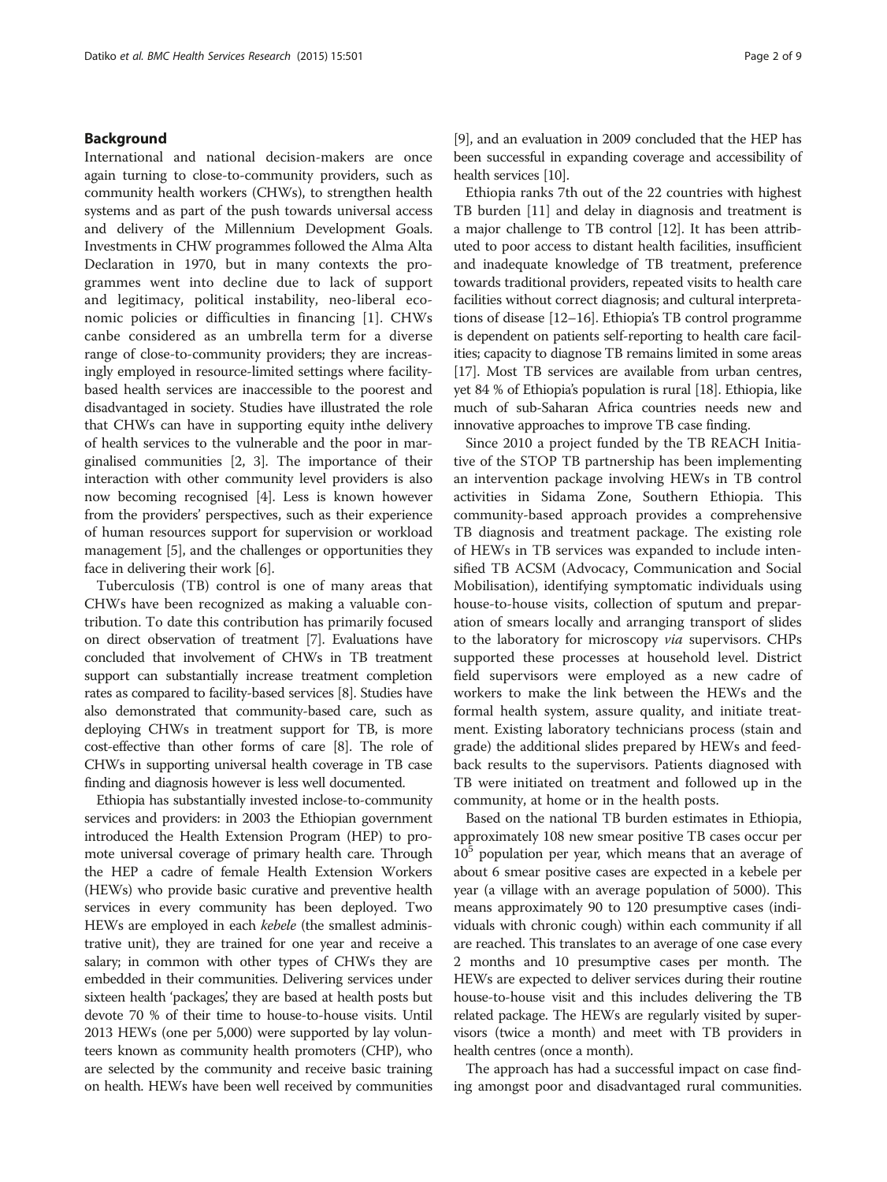## Background

International and national decision-makers are once again turning to close-to-community providers, such as community health workers (CHWs), to strengthen health systems and as part of the push towards universal access and delivery of the Millennium Development Goals. Investments in CHW programmes followed the Alma Alta Declaration in 1970, but in many contexts the programmes went into decline due to lack of support and legitimacy, political instability, neo-liberal economic policies or difficulties in financing [1]. CHWs canbe considered as an umbrella term for a diverse range of close-to-community providers; they are increasingly employed in resource-limited settings where facility-based health services are inaccessible to the poorest and disadvantaged in society. Studies have illustrated the role that CHWs can have in supporting equity inthe delivery of health services to the vulnerable and the poor in marginalised communities [2, 3]. The importance of their interaction with other community level providers is also now becoming recognised [4]. Less is known however from the providers' perspectives, such as their experience of human resources support for supervision or workload management [5], and the challenges or opportunities they face in delivering their work [6].

Tuberculosis (TB) control is one of many areas that CHWs have been recognized as making a valuable contribution. To date this contribution has primarily focused on direct observation of treatment [7]. Evaluations have concluded that involvement of CHWs in TB treatment support can substantially increase treatment completion rates as compared to facility-based services [8]. Studies have also demonstrated that community-based care, such as deploying CHWs in treatment support for TB, is more cost-effective than other forms of care [8]. The role of CHWs in supporting universal health coverage in TB case finding and diagnosis however is less well documented.

Ethiopia has substantially invested inclose-to-community services and providers: in 2003 the Ethiopian government introduced the Health Extension Program (HEP) to promote universal coverage of primary health care. Through the HEP a cadre of female Health Extension Workers (HEWs) who provide basic curative and preventive health services in every community has been deployed. Two HEWs are employed in each *kebele* (the smallest administrative unit), they are trained for one year and receive a salary; in common with other types of CHWs they are embedded in their communities. Delivering services under sixteen health 'packages', they are based at health posts but devote 70 % of their time to house-to-house visits. Until 2013 HEWs (one per 5,000) were supported by lay volunteers known as community health promoters (CHP), who are selected by the community and receive basic training on health. HEWs have been well received by communities [9], and an evaluation in 2009 concluded that the HEP has been successful in expanding coverage and accessibility of health services [10].

Ethiopia ranks 7th out of the 22 countries with highest TB burden [11] and delay in diagnosis and treatment is a major challenge to TB control [12]. It has been attributed to poor access to distant health facilities, insufficient and inadequate knowledge of TB treatment, preference towards traditional providers, repeated visits to health care facilities without correct diagnosis; and cultural interpretations of disease [12–16]. Ethiopia's TB control programme is dependent on patients self-reporting to health care facilities; capacity to diagnose TB remains limited in some areas [17]. Most TB services are available from urban centres, yet 84 % of Ethiopia's population is rural [18]. Ethiopia, like much of sub-Saharan Africa countries needs new and innovative approaches to improve TB case finding.

Since 2010 a project funded by the TB REACH Initiative of the STOP TB partnership has been implementing an intervention package involving HEWs in TB control activities in Sidama Zone, Southern Ethiopia. This community-based approach provides a comprehensive TB diagnosis and treatment package. The existing role of HEWs in TB services was expanded to include intensified TB ACSM (Advocacy, Communication and Social Mobilisation), identifying symptomatic individuals using house-to-house visits, collection of sputum and preparation of smears locally and arranging transport of slides to the laboratory for microscopy *via* supervisors. CHPs supported these processes at household level. District field supervisors were employed as a new cadre of workers to make the link between the HEWs and the formal health system, assure quality, and initiate treatment. Existing laboratory technicians process (stain and grade) the additional slides prepared by HEWs and feedback results to the supervisors. Patients diagnosed with TB were initiated on treatment and followed up in the community, at home or in the health posts.

Based on the national TB burden estimates in Ethiopia, approximately 108 new smear positive TB cases occur per $10^5$ population per year, which means that an average of about 6 smear positive cases are expected in a kebele per year (a village with an average population of 5000). This means approximately 90 to 120 presumptive cases (individuals with chronic cough) within each community if all are reached. This translates to an average of one case every 2 months and 10 presumptive cases per month. The HEWs are expected to deliver services during their routine house-to-house visit and this includes delivering the TB related package. The HEWs are regularly visited by supervisors (twice a month) and meet with TB providers in health centres (once a month).

The approach has had a successful impact on case finding amongst poor and disadvantaged rural communities.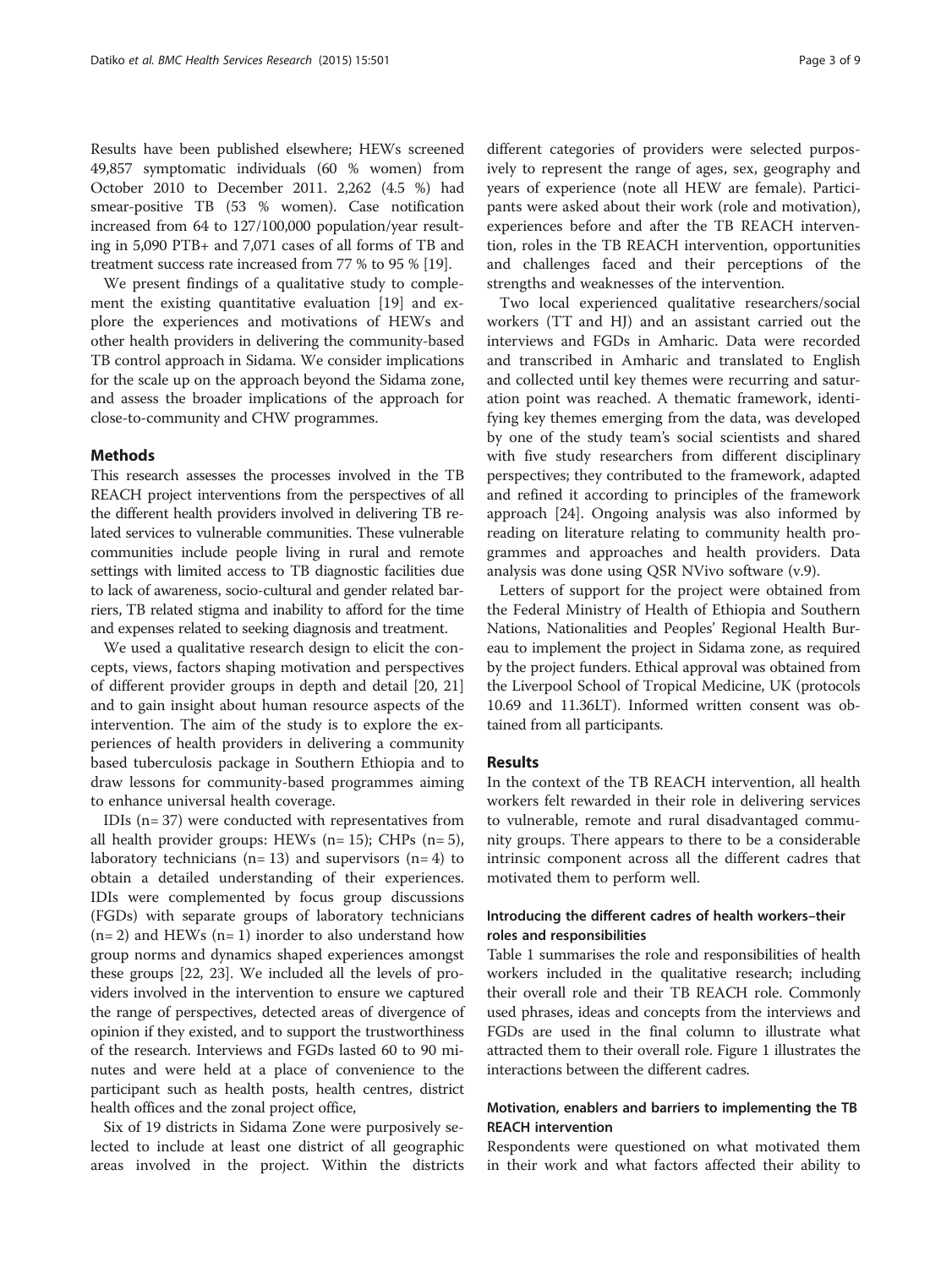Results have been published elsewhere; HEWs screened 49,857 symptomatic individuals (60 % women) from October 2010 to December 2011. 2,262 (4.5 %) had smear-positive TB (53 % women). Case notification increased from 64 to 127/100,000 population/year resulting in 5,090 PTB+ and 7,071 cases of all forms of TB and treatment success rate increased from 77 % to 95 % [19].

We present findings of a qualitative study to complement the existing quantitative evaluation [19] and explore the experiences and motivations of HEWs and other health providers in delivering the community-based TB control approach in Sidama. We consider implications for the scale up on the approach beyond the Sidama zone, and assess the broader implications of the approach for close-to-community and CHW programmes.

## Methods

This research assesses the processes involved in the TB REACH project interventions from the perspectives of all the different health providers involved in delivering TB related services to vulnerable communities. These vulnerable communities include people living in rural and remote settings with limited access to TB diagnostic facilities due to lack of awareness, socio-cultural and gender related barriers, TB related stigma and inability to afford for the time and expenses related to seeking diagnosis and treatment.

We used a qualitative research design to elicit the concepts, views, factors shaping motivation and perspectives of different provider groups in depth and detail [20, 21] and to gain insight about human resource aspects of the intervention. The aim of the study is to explore the experiences of health providers in delivering a community based tuberculosis package in Southern Ethiopia and to draw lessons for community-based programmes aiming to enhance universal health coverage.

IDIs (n= 37) were conducted with representatives from all health provider groups: HEWs (n= 15); CHPs (n= 5), laboratory technicians (n= 13) and supervisors (n= 4) to obtain a detailed understanding of their experiences. IDIs were complemented by focus group discussions (FGDs) with separate groups of laboratory technicians (n= 2) and HEWs (n= 1) inorder to also understand how group norms and dynamics shaped experiences amongst these groups [22, 23]. We included all the levels of providers involved in the intervention to ensure we captured the range of perspectives, detected areas of divergence of opinion if they existed, and to support the trustworthiness of the research. Interviews and FGDs lasted 60 to 90 minutes and were held at a place of convenience to the participant such as health posts, health centres, district health offices and the zonal project office,

Six of 19 districts in Sidama Zone were purposively selected to include at least one district of all geographic areas involved in the project. Within the districts different categories of providers were selected purposively to represent the range of ages, sex, geography and years of experience (note all HEW are female). Participants were asked about their work (role and motivation), experiences before and after the TB REACH intervention, roles in the TB REACH intervention, opportunities and challenges faced and their perceptions of the strengths and weaknesses of the intervention.

Two local experienced qualitative researchers/social workers (TT and HJ) and an assistant carried out the interviews and FGDs in Amharic. Data were recorded and transcribed in Amharic and translated to English and collected until key themes were recurring and saturation point was reached. A thematic framework, identifying key themes emerging from the data, was developed by one of the study team's social scientists and shared with five study researchers from different disciplinary perspectives; they contributed to the framework, adapted and refined it according to principles of the framework approach [24]. Ongoing analysis was also informed by reading on literature relating to community health programmes and approaches and health providers. Data analysis was done using QSR NVivo software (v.9).

Letters of support for the project were obtained from the Federal Ministry of Health of Ethiopia and Southern Nations, Nationalities and Peoples' Regional Health Bureau to implement the project in Sidama zone, as required by the project funders. Ethical approval was obtained from the Liverpool School of Tropical Medicine, UK (protocols 10.69 and 11.36LT). Informed written consent was obtained from all participants.

## Results

In the context of the TB REACH intervention, all health workers felt rewarded in their role in delivering services to vulnerable, remote and rural disadvantaged community groups. There appears to there to be a considerable intrinsic component across all the different cadres that motivated them to perform well.

### Introducing the different cadres of health workers–their roles and responsibilities

Table 1 summarises the role and responsibilities of health workers included in the qualitative research; including their overall role and their TB REACH role. Commonly used phrases, ideas and concepts from the interviews and FGDs are used in the final column to illustrate what attracted them to their overall role. Figure 1 illustrates the interactions between the different cadres.

### Motivation, enablers and barriers to implementing the TB REACH intervention

Respondents were questioned on what motivated them in their work and what factors affected their ability to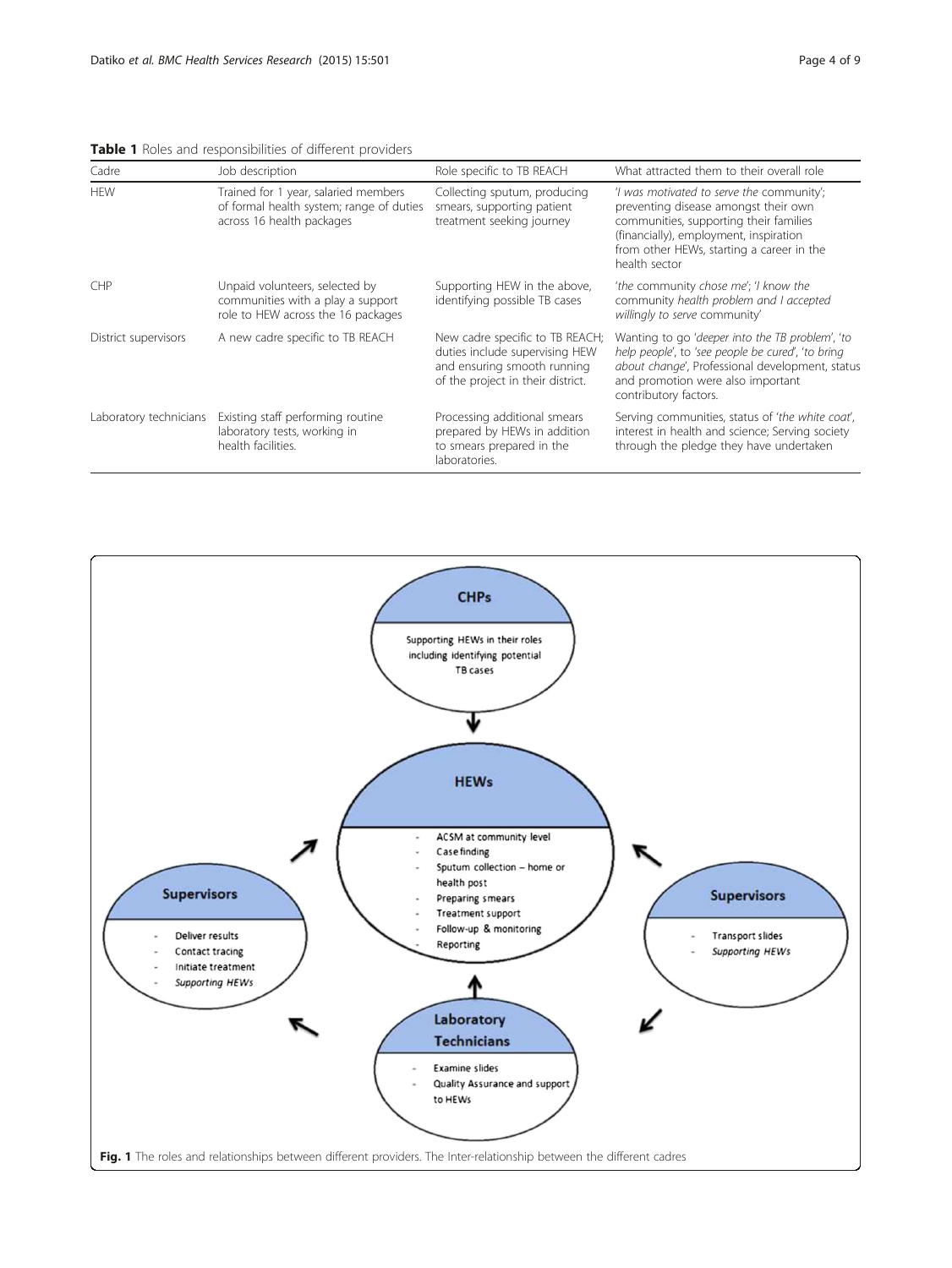**Table 1** Roles and responsibilities of different providers

| Cadre | Job description | Role specific to TB REACH | What attracted them to their overall role |
|---|---|---|---|
| HEW | Trained for 1 year, salaried members of formal health system; range of duties across 16 health packages | Collecting sputum, producing smears, supporting patient treatment seeking journey | '*I was motivated to serve the* community'; preventing disease amongst their own communities, supporting their families (financially), employment, inspiration from other HEWs, starting a career in the health sector |
| CHP | Unpaid volunteers, selected by communities with a play a support role to HEW across the 16 packages | Supporting HEW in the above, identifying possible TB cases | '*the* community *chose me*'; '*I know the* community *health problem and I accepted willingly to serve* community' |
| District supervisors | A new cadre specific to TB REACH | New cadre specific to TB REACH; duties include supervising HEW and ensuring smooth running of the project in their district. | Wanting to go '*deeper into the TB problem*', '*to help people*', to '*see people be cured*', '*to bring about change*', Professional development, status and promotion were also important contributory factors. |
| Laboratory technicians | Existing staff performing routine laboratory tests, working in health facilities. | Processing additional smears prepared by HEWs in addition to smears prepared in the laboratories. | Serving communities, status of '*the white coat*', interest in health and science; Serving society through the pledge they have undertaken |

**Fig. 1** The roles and relationships between different providers. The Inter-relationship between the different cadres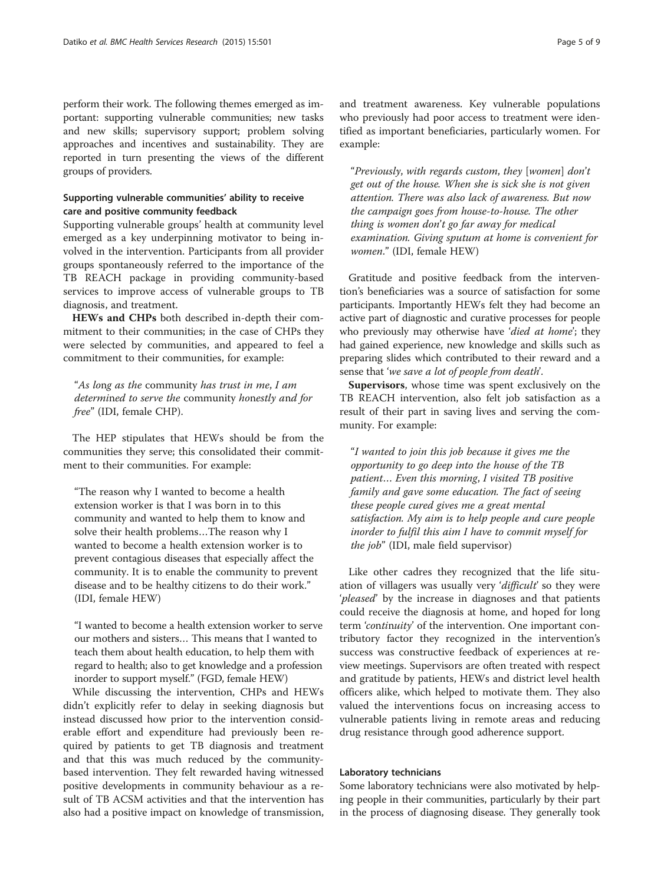perform their work. The following themes emerged as important: supporting vulnerable communities; new tasks and new skills; supervisory support; problem solving approaches and incentives and sustainability. They are reported in turn presenting the views of the different groups of providers.

### Supporting vulnerable communities' ability to receive care and positive community feedback

Supporting vulnerable groups' health at community level emerged as a key underpinning motivator to being involved in the intervention. Participants from all provider groups spontaneously referred to the importance of the TB REACH package in providing community-based services to improve access of vulnerable groups to TB diagnosis, and treatment.

**HEWs and CHPs** both described in-depth their commitment to their communities; in the case of CHPs they were selected by communities, and appeared to feel a commitment to their communities, for example:

> "*As long as the* community *has trust in me, I am determined to serve the* community *honestly and for free*" (IDI, female CHP).

The HEP stipulates that HEWs should be from the communities they serve; this consolidated their commitment to their communities. For example:

> "The reason why I wanted to become a health extension worker is that I was born in to this community and wanted to help them to know and solve their health problems…The reason why I wanted to become a health extension worker is to prevent contagious diseases that especially affect the community. It is to enable the community to prevent disease and to be healthy citizens to do their work." (IDI, female HEW)

> "I wanted to become a health extension worker to serve our mothers and sisters… This means that I wanted to teach them about health education, to help them with regard to health; also to get knowledge and a profession inorder to support myself." (FGD, female HEW)

While discussing the intervention, CHPs and HEWs didn't explicitly refer to delay in seeking diagnosis but instead discussed how prior to the intervention considerable effort and expenditure had previously been required by patients to get TB diagnosis and treatment and that this was much reduced by the community-based intervention. They felt rewarded having witnessed positive developments in community behaviour as a result of TB ACSM activities and that the intervention has also had a positive impact on knowledge of transmission, and treatment awareness. Key vulnerable populations who previously had poor access to treatment were identified as important beneficiaries, particularly women. For example:

> "*Previously, with regards custom, they* [*women*] *don't get out of the house. When she is sick she is not given attention. There was also lack of awareness. But now the campaign goes from house-to-house. The other thing is women don't go far away for medical examination. Giving sputum at home is convenient for women*." (IDI, female HEW)

Gratitude and positive feedback from the intervention's beneficiaries was a source of satisfaction for some participants. Importantly HEWs felt they had become an active part of diagnostic and curative processes for people who previously may otherwise have '*died at home*'; they had gained experience, new knowledge and skills such as preparing slides which contributed to their reward and a sense that '*we save a lot of people from death*'.

**Supervisors**, whose time was spent exclusively on the TB REACH intervention, also felt job satisfaction as a result of their part in saving lives and serving the community. For example:

> "*I wanted to join this job because it gives me the opportunity to go deep into the house of the TB patient… Even this morning, I visited TB positive family and gave some education. The fact of seeing these people cured gives me a great mental satisfaction. My aim is to help people and cure people inorder to fulfil this aim I have to commit myself for the job*" (IDI, male field supervisor)

Like other cadres they recognized that the life situation of villagers was usually very '*difficult*' so they were '*pleased*' by the increase in diagnoses and that patients could receive the diagnosis at home, and hoped for long term '*continuity*' of the intervention. One important contributory factor they recognized in the intervention's success was constructive feedback of experiences at review meetings. Supervisors are often treated with respect and gratitude by patients, HEWs and district level health officers alike, which helped to motivate them. They also valued the interventions focus on increasing access to vulnerable patients living in remote areas and reducing drug resistance through good adherence support.

### Laboratory technicians

Some laboratory technicians were also motivated by helping people in their communities, particularly by their part in the process of diagnosing disease. They generally took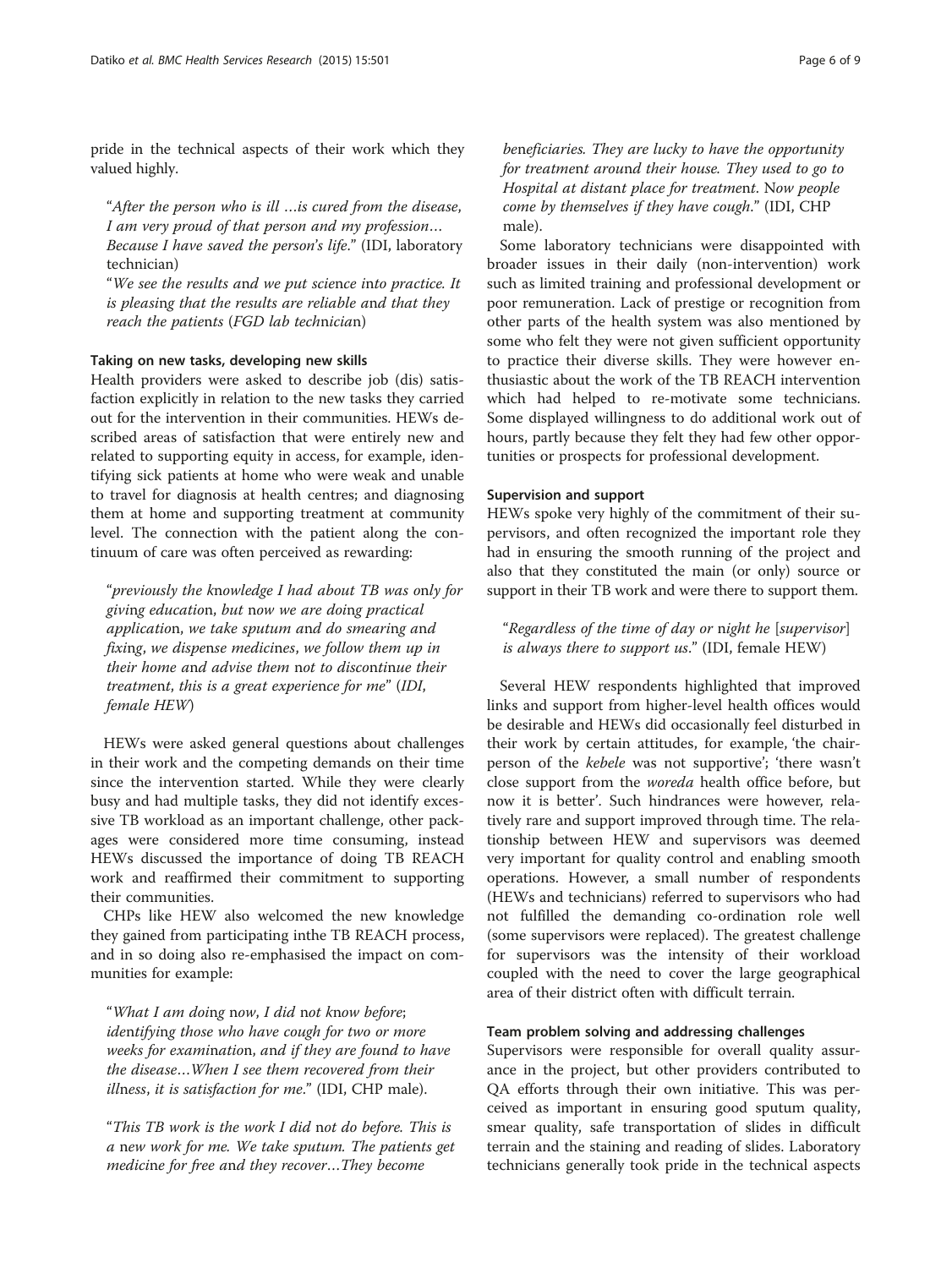pride in the technical aspects of their work which they valued highly.

> "*After the person who is ill …is cured from the disease, I am very proud of that person and my profession… Because I have saved the person's life.*" (IDI, laboratory technician)
>
> "*We see the results and we put science into practice. It is pleasing that the results are reliable and that they reach the patients* (*FGD lab technician*)

#### Taking on new tasks, developing new skills

Health providers were asked to describe job (dis) satisfaction explicitly in relation to the new tasks they carried out for the intervention in their communities. HEWs described areas of satisfaction that were entirely new and related to supporting equity in access, for example, identifying sick patients at home who were weak and unable to travel for diagnosis at health centres; and diagnosing them at home and supporting treatment at community level. The connection with the patient along the continuum of care was often perceived as rewarding:

> "*previously the knowledge I had about TB was only for giving education, but now we are doing practical application, we take sputum and do smearing and fixing, we dispense medicines, we follow them up in their home and advise them not to discontinue their treatment, this is a great experience for me*" (*IDI, female HEW*)

HEWs were asked general questions about challenges in their work and the competing demands on their time since the intervention started. While they were clearly busy and had multiple tasks, they did not identify excessive TB workload as an important challenge, other packages were considered more time consuming, instead HEWs discussed the importance of doing TB REACH work and reaffirmed their commitment to supporting their communities.

CHPs like HEW also welcomed the new knowledge they gained from participating inthe TB REACH process, and in so doing also re-emphasised the impact on communities for example:

> "*What I am doing now, I did not know before; identifying those who have cough for two or more weeks for examination, and if they are found to have the disease…When I see them recovered from their illness, it is satisfaction for me.*" (IDI, CHP male).
>
> "*This TB work is the work I did not do before. This is a new work for me. We take sputum. The patients get medicine for free and they recover…They become beneficiaries. They are lucky to have the opportunity for treatment around their house. They used to go to Hospital at distant place for treatment. Now people come by themselves if they have cough.*" (IDI, CHP male).

Some laboratory technicians were disappointed with broader issues in their daily (non-intervention) work such as limited training and professional development or poor remuneration. Lack of prestige or recognition from other parts of the health system was also mentioned by some who felt they were not given sufficient opportunity to practice their diverse skills. They were however enthusiastic about the work of the TB REACH intervention which had helped to re-motivate some technicians. Some displayed willingness to do additional work out of hours, partly because they felt they had few other opportunities or prospects for professional development.

#### Supervision and support

HEWs spoke very highly of the commitment of their supervisors, and often recognized the important role they had in ensuring the smooth running of the project and also that they constituted the main (or only) source or support in their TB work and were there to support them.

> "*Regardless of the time of day or night he* [*supervisor*] *is always there to support us.*" (IDI, female HEW)

Several HEW respondents highlighted that improved links and support from higher-level health offices would be desirable and HEWs did occasionally feel disturbed in their work by certain attitudes, for example, 'the chairperson of the *kebele* was not supportive'; 'there wasn't close support from the *woreda* health office before, but now it is better'. Such hindrances were however, relatively rare and support improved through time. The relationship between HEW and supervisors was deemed very important for quality control and enabling smooth operations. However, a small number of respondents (HEWs and technicians) referred to supervisors who had not fulfilled the demanding co-ordination role well (some supervisors were replaced). The greatest challenge for supervisors was the intensity of their workload coupled with the need to cover the large geographical area of their district often with difficult terrain.

#### Team problem solving and addressing challenges

Supervisors were responsible for overall quality assurance in the project, but other providers contributed to QA efforts through their own initiative. This was perceived as important in ensuring good sputum quality, smear quality, safe transportation of slides in difficult terrain and the staining and reading of slides. Laboratory technicians generally took pride in the technical aspects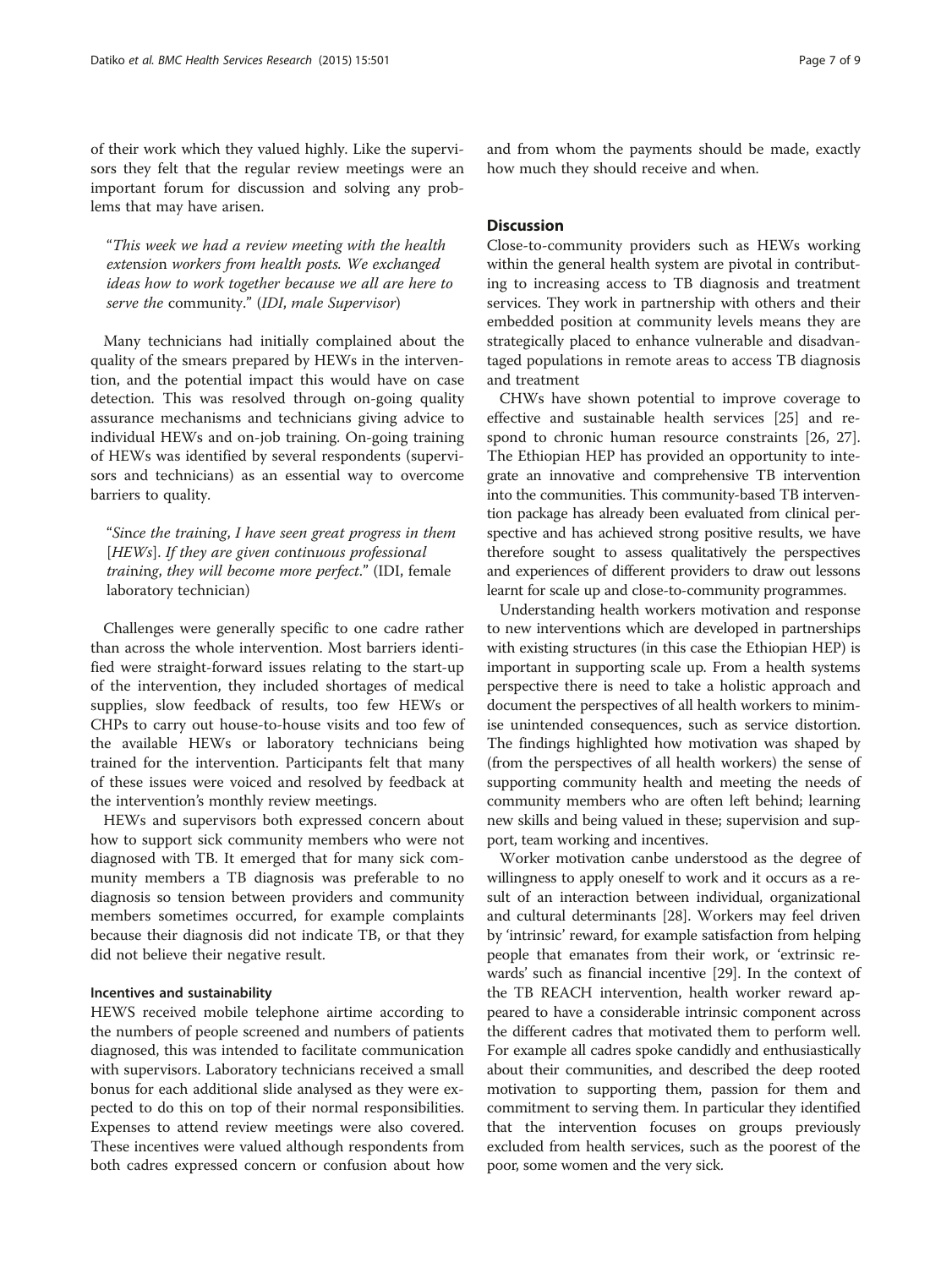of their work which they valued highly. Like the supervisors they felt that the regular review meetings were an important forum for discussion and solving any problems that may have arisen.

> "*This week we had a review meeting with the health extension workers from health posts. We exchanged ideas how to work together because we all are here to serve the* community." (*IDI, male Supervisor*)

Many technicians had initially complained about the quality of the smears prepared by HEWs in the intervention, and the potential impact this would have on case detection. This was resolved through on-going quality assurance mechanisms and technicians giving advice to individual HEWs and on-job training. On-going training of HEWs was identified by several respondents (supervisors and technicians) as an essential way to overcome barriers to quality.

> "*Since the training, I have seen great progress in them [HEWs]. If they are given continuous professional training, they will become more perfect.*" (IDI, female laboratory technician)

Challenges were generally specific to one cadre rather than across the whole intervention. Most barriers identified were straight-forward issues relating to the start-up of the intervention, they included shortages of medical supplies, slow feedback of results, too few HEWs or CHPs to carry out house-to-house visits and too few of the available HEWs or laboratory technicians being trained for the intervention. Participants felt that many of these issues were voiced and resolved by feedback at the intervention's monthly review meetings.

HEWs and supervisors both expressed concern about how to support sick community members who were not diagnosed with TB. It emerged that for many sick community members a TB diagnosis was preferable to no diagnosis so tension between providers and community members sometimes occurred, for example complaints because their diagnosis did not indicate TB, or that they did not believe their negative result.

### Incentives and sustainability

HEWS received mobile telephone airtime according to the numbers of people screened and numbers of patients diagnosed, this was intended to facilitate communication with supervisors. Laboratory technicians received a small bonus for each additional slide analysed as they were expected to do this on top of their normal responsibilities. Expenses to attend review meetings were also covered. These incentives were valued although respondents from both cadres expressed concern or confusion about how and from whom the payments should be made, exactly how much they should receive and when.

## Discussion

Close-to-community providers such as HEWs working within the general health system are pivotal in contributing to increasing access to TB diagnosis and treatment services. They work in partnership with others and their embedded position at community levels means they are strategically placed to enhance vulnerable and disadvantaged populations in remote areas to access TB diagnosis and treatment

CHWs have shown potential to improve coverage to effective and sustainable health services [25] and respond to chronic human resource constraints [26, 27]. The Ethiopian HEP has provided an opportunity to integrate an innovative and comprehensive TB intervention into the communities. This community-based TB intervention package has already been evaluated from clinical perspective and has achieved strong positive results, we have therefore sought to assess qualitatively the perspectives and experiences of different providers to draw out lessons learnt for scale up and close-to-community programmes.

Understanding health workers motivation and response to new interventions which are developed in partnerships with existing structures (in this case the Ethiopian HEP) is important in supporting scale up. From a health systems perspective there is need to take a holistic approach and document the perspectives of all health workers to minimise unintended consequences, such as service distortion. The findings highlighted how motivation was shaped by (from the perspectives of all health workers) the sense of supporting community health and meeting the needs of community members who are often left behind; learning new skills and being valued in these; supervision and support, team working and incentives.

Worker motivation canbe understood as the degree of willingness to apply oneself to work and it occurs as a result of an interaction between individual, organizational and cultural determinants [28]. Workers may feel driven by 'intrinsic' reward, for example satisfaction from helping people that emanates from their work, or 'extrinsic rewards' such as financial incentive [29]. In the context of the TB REACH intervention, health worker reward appeared to have a considerable intrinsic component across the different cadres that motivated them to perform well. For example all cadres spoke candidly and enthusiastically about their communities, and described the deep rooted motivation to supporting them, passion for them and commitment to serving them. In particular they identified that the intervention focuses on groups previously excluded from health services, such as the poorest of the poor, some women and the very sick.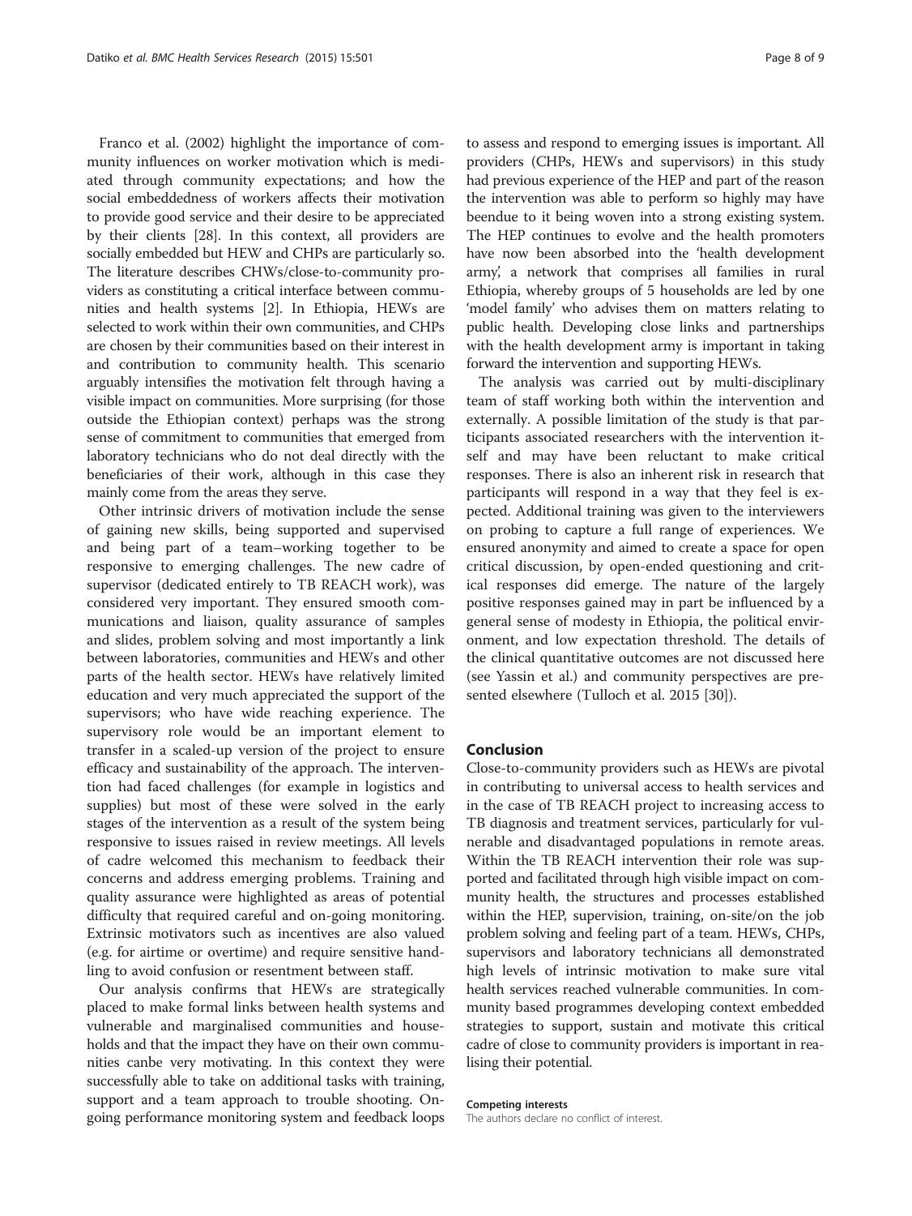Franco et al. (2002) highlight the importance of community influences on worker motivation which is mediated through community expectations; and how the social embeddedness of workers affects their motivation to provide good service and their desire to be appreciated by their clients [28]. In this context, all providers are socially embedded but HEW and CHPs are particularly so. The literature describes CHWs/close-to-community providers as constituting a critical interface between communities and health systems [2]. In Ethiopia, HEWs are selected to work within their own communities, and CHPs are chosen by their communities based on their interest in and contribution to community health. This scenario arguably intensifies the motivation felt through having a visible impact on communities. More surprising (for those outside the Ethiopian context) perhaps was the strong sense of commitment to communities that emerged from laboratory technicians who do not deal directly with the beneficiaries of their work, although in this case they mainly come from the areas they serve.

Other intrinsic drivers of motivation include the sense of gaining new skills, being supported and supervised and being part of a team–working together to be responsive to emerging challenges. The new cadre of supervisor (dedicated entirely to TB REACH work), was considered very important. They ensured smooth communications and liaison, quality assurance of samples and slides, problem solving and most importantly a link between laboratories, communities and HEWs and other parts of the health sector. HEWs have relatively limited education and very much appreciated the support of the supervisors; who have wide reaching experience. The supervisory role would be an important element to transfer in a scaled-up version of the project to ensure efficacy and sustainability of the approach. The intervention had faced challenges (for example in logistics and supplies) but most of these were solved in the early stages of the intervention as a result of the system being responsive to issues raised in review meetings. All levels of cadre welcomed this mechanism to feedback their concerns and address emerging problems. Training and quality assurance were highlighted as areas of potential difficulty that required careful and on-going monitoring. Extrinsic motivators such as incentives are also valued (e.g. for airtime or overtime) and require sensitive handling to avoid confusion or resentment between staff.

Our analysis confirms that HEWs are strategically placed to make formal links between health systems and vulnerable and marginalised communities and households and that the impact they have on their own communities canbe very motivating. In this context they were successfully able to take on additional tasks with training, support and a team approach to trouble shooting. On-going performance monitoring system and feedback loops to assess and respond to emerging issues is important. All providers (CHPs, HEWs and supervisors) in this study had previous experience of the HEP and part of the reason the intervention was able to perform so highly may have beendue to it being woven into a strong existing system. The HEP continues to evolve and the health promoters have now been absorbed into the 'health development army', a network that comprises all families in rural Ethiopia, whereby groups of 5 households are led by one 'model family' who advises them on matters relating to public health. Developing close links and partnerships with the health development army is important in taking forward the intervention and supporting HEWs.

The analysis was carried out by multi-disciplinary team of staff working both within the intervention and externally. A possible limitation of the study is that participants associated researchers with the intervention itself and may have been reluctant to make critical responses. There is also an inherent risk in research that participants will respond in a way that they feel is expected. Additional training was given to the interviewers on probing to capture a full range of experiences. We ensured anonymity and aimed to create a space for open critical discussion, by open-ended questioning and critical responses did emerge. The nature of the largely positive responses gained may in part be influenced by a general sense of modesty in Ethiopia, the political environment, and low expectation threshold. The details of the clinical quantitative outcomes are not discussed here (see Yassin et al.) and community perspectives are presented elsewhere (Tulloch et al. 2015 [30]).

## Conclusion

Close-to-community providers such as HEWs are pivotal in contributing to universal access to health services and in the case of TB REACH project to increasing access to TB diagnosis and treatment services, particularly for vulnerable and disadvantaged populations in remote areas. Within the TB REACH intervention their role was supported and facilitated through high visible impact on community health, the structures and processes established within the HEP, supervision, training, on-site/on the job problem solving and feeling part of a team. HEWs, CHPs, supervisors and laboratory technicians all demonstrated high levels of intrinsic motivation to make sure vital health services reached vulnerable communities. In community based programmes developing context embedded strategies to support, sustain and motivate this critical cadre of close to community providers is important in realising their potential.

#### Competing interests

The authors declare no conflict of interest.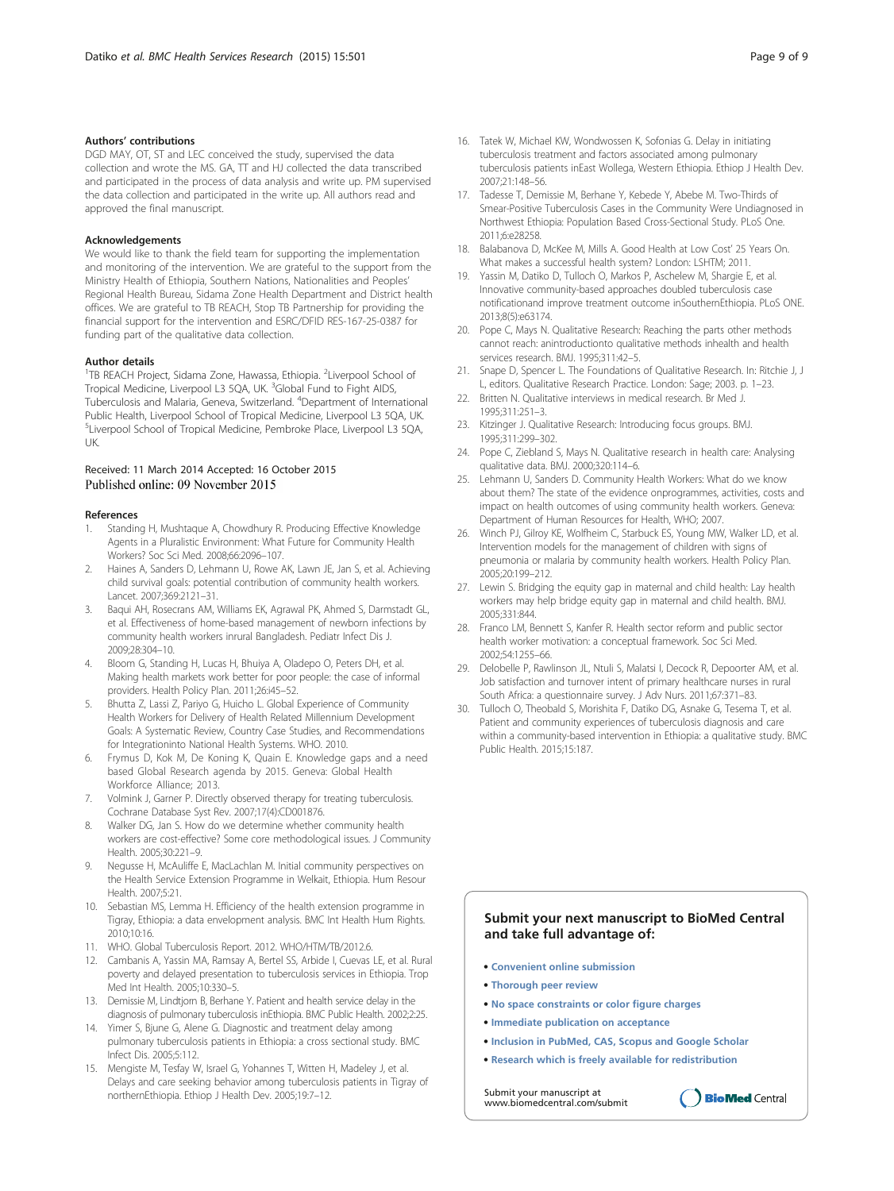### Authors' contributions

DGD MAY, OT, ST and LEC conceived the study, supervised the data collection and wrote the MS. GA, TT and HJ collected the data transcribed and participated in the process of data analysis and write up. PM supervised the data collection and participated in the write up. All authors read and approved the final manuscript.

### Acknowledgements

We would like to thank the field team for supporting the implementation and monitoring of the intervention. We are grateful to the support from the Ministry Health of Ethiopia, Southern Nations, Nationalities and Peoples' Regional Health Bureau, Sidama Zone Health Department and District health offices. We are grateful to TB REACH, Stop TB Partnership for providing the financial support for the intervention and ESRC/DFID RES-167-25-0387 for funding part of the qualitative data collection.

### Author details

[1]TB REACH Project, Sidama Zone, Hawassa, Ethiopia. [2]Liverpool School of Tropical Medicine, Liverpool L3 5QA, UK. [3]Global Fund to Fight AIDS, Tuberculosis and Malaria, Geneva, Switzerland. [4]Department of International Public Health, Liverpool School of Tropical Medicine, Liverpool L3 5QA, UK. [5]Liverpool School of Tropical Medicine, Pembroke Place, Liverpool L3 5QA, UK.

Received: 11 March 2014 Accepted: 16 October 2015
Published online: 09 November 2015

### References

1. Standing H, Mushtaque A, Chowdhury R. Producing Effective Knowledge Agents in a Pluralistic Environment: What Future for Community Health Workers? Soc Sci Med. 2008;66:2096–107.
2. Haines A, Sanders D, Lehmann U, Rowe AK, Lawn JE, Jan S, et al. Achieving child survival goals: potential contribution of community health workers. Lancet. 2007;369:2121–31.
3. Baqui AH, Rosecrans AM, Williams EK, Agrawal PK, Ahmed S, Darmstadt GL, et al. Effectiveness of home-based management of newborn infections by community health workers inrural Bangladesh. Pediatr Infect Dis J. 2009;28:304–10.
4. Bloom G, Standing H, Lucas H, Bhuiya A, Oladepo O, Peters DH, et al. Making health markets work better for poor people: the case of informal providers. Health Policy Plan. 2011;26:i45–52.
5. Bhutta Z, Lassi Z, Pariyo G, Huicho L. Global Experience of Community Health Workers for Delivery of Health Related Millennium Development Goals: A Systematic Review, Country Case Studies, and Recommendations for Integrationinto National Health Systems. WHO. 2010.
6. Frymus D, Kok M, De Koning K, Quain E. Knowledge gaps and a need based Global Research agenda by 2015. Geneva: Global Health Workforce Alliance; 2013.
7. Volmink J, Garner P. Directly observed therapy for treating tuberculosis. Cochrane Database Syst Rev. 2007;17(4):CD001876.
8. Walker DG, Jan S. How do we determine whether community health workers are cost-effective? Some core methodological issues. J Community Health. 2005;30:221–9.
9. Negusse H, McAuliffe E, MacLachlan M. Initial community perspectives on the Health Service Extension Programme in Welkait, Ethiopia. Hum Resour Health. 2007;5:21.
10. Sebastian MS, Lemma H. Efficiency of the health extension programme in Tigray, Ethiopia: a data envelopment analysis. BMC Int Health Hum Rights. 2010;10:16.
11. WHO. Global Tuberculosis Report. 2012. WHO/HTM/TB/2012.6.
12. Cambanis A, Yassin MA, Ramsay A, Bertel SS, Arbide I, Cuevas LE, et al. Rural poverty and delayed presentation to tuberculosis services in Ethiopia. Trop Med Int Health. 2005;10:330–5.
13. Demissie M, Lindtjorn B, Berhane Y. Patient and health service delay in the diagnosis of pulmonary tuberculosis inEthiopia. BMC Public Health. 2002;2:25.
14. Yimer S, Bjune G, Alene G. Diagnostic and treatment delay among pulmonary tuberculosis patients in Ethiopia: a cross sectional study. BMC Infect Dis. 2005;5:112.
15. Mengiste M, Tesfay W, Israel G, Yohannes T, Witten H, Madeley J, et al. Delays and care seeking behavior among tuberculosis patients in Tigray of northernEthiopia. Ethiop J Health Dev. 2005;19:7–12.
16. Tatek W, Michael KW, Wondwossen K, Sofonias G. Delay in initiating tuberculosis treatment and factors associated among pulmonary tuberculosis patients inEast Wollega, Western Ethiopia. Ethiop J Health Dev. 2007;21:148–56.
17. Tadesse T, Demissie M, Berhane Y, Kebede Y, Abebe M. Two-Thirds of Smear-Positive Tuberculosis Cases in the Community Were Undiagnosed in Northwest Ethiopia: Population Based Cross-Sectional Study. PLoS One. 2011;6:e28258.
18. Balabanova D, McKee M, Mills A. Good Health at Low Cost' 25 Years On. What makes a successful health system? London: LSHTM; 2011.
19. Yassin M, Datiko D, Tulloch O, Markos P, Aschelew M, Shargie E, et al. Innovative community-based approaches doubled tuberculosis case notificationand improve treatment outcome inSouthernEthiopia. PLoS ONE. 2013;8(5):e63174.
20. Pope C, Mays N. Qualitative Research: Reaching the parts other methods cannot reach: anintroductionto qualitative methods inhealth and health services research. BMJ. 1995;311:42–5.
21. Snape D, Spencer L. The Foundations of Qualitative Research. In: Ritchie J, J L, editors. Qualitative Research Practice. London: Sage; 2003. p. 1–23.
22. Britten N. Qualitative interviews in medical research. Br Med J. 1995;311:251–3.
23. Kitzinger J. Qualitative Research: Introducing focus groups. BMJ. 1995;311:299–302.
24. Pope C, Ziebland S, Mays N. Qualitative research in health care: Analysing qualitative data. BMJ. 2000;320:114–6.
25. Lehmann U, Sanders D. Community Health Workers: What do we know about them? The state of the evidence onprogrammes, activities, costs and impact on health outcomes of using community health workers. Geneva: Department of Human Resources for Health, WHO; 2007.
26. Winch PJ, Gilroy KE, Wolfheim C, Starbuck ES, Young MW, Walker LD, et al. Intervention models for the management of children with signs of pneumonia or malaria by community health workers. Health Policy Plan. 2005;20:199–212.
27. Lewin S. Bridging the equity gap in maternal and child health: Lay health workers may help bridge equity gap in maternal and child health. BMJ. 2005;331:844.
28. Franco LM, Bennett S, Kanfer R. Health sector reform and public sector health worker motivation: a conceptual framework. Soc Sci Med. 2002;54:1255–66.
29. Delobelle P, Rawlinson JL, Ntuli S, Malatsi I, Decock R, Depoorter AM, et al. Job satisfaction and turnover intent of primary healthcare nurses in rural South Africa: a questionnaire survey. J Adv Nurs. 2011;67:371–83.
30. Tulloch O, Theobald S, Morishita F, Datiko DG, Asnake G, Tesema T, et al. Patient and community experiences of tuberculosis diagnosis and care within a community-based intervention in Ethiopia: a qualitative study. BMC Public Health. 2015;15:187.

**Submit your next manuscript to BioMed Central and take full advantage of:**

- Convenient online submission
- Thorough peer review
- No space constraints or color figure charges
- Immediate publication on acceptance
- Inclusion in PubMed, CAS, Scopus and Google Scholar
- Research which is freely available for redistribution

Submit your manuscript at
www.biomedcentral.com/submit

BioMed Central